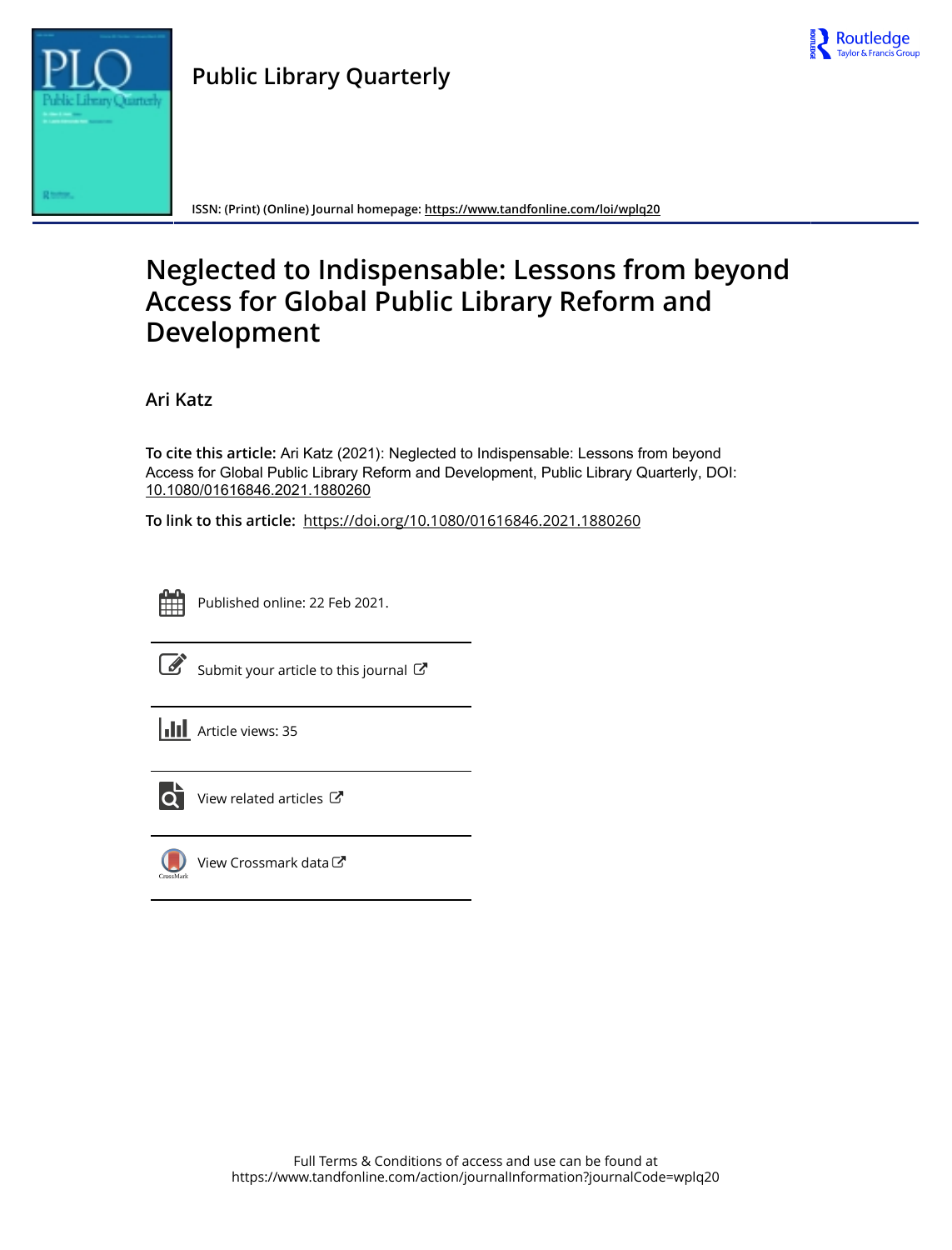Public Library Quarterly

ISSN: (Print) (Online) Journal homepage: https://www.tandfonline.com/loi/wplq20

# Neglected to Indispensable: Lessons from beyond Access for Global Public Library Reform and Development

Ari Katz

**To cite this article:** Ari Katz (2021): Neglected to Indispensable: Lessons from beyond Access for Global Public Library Reform and Development, Public Library Quarterly, DOI: 10.1080/01616846.2021.1880260

**To link to this article:** https://doi.org/10.1080/01616846.2021.1880260

Published online: 22 Feb 2021.

Submit your article to this journal

Article views: 35

View related articles

View Crossmark data

Full Terms & Conditions of access and use can be found at https://www.tandfonline.com/action/journalInformation?journalCode=wplq20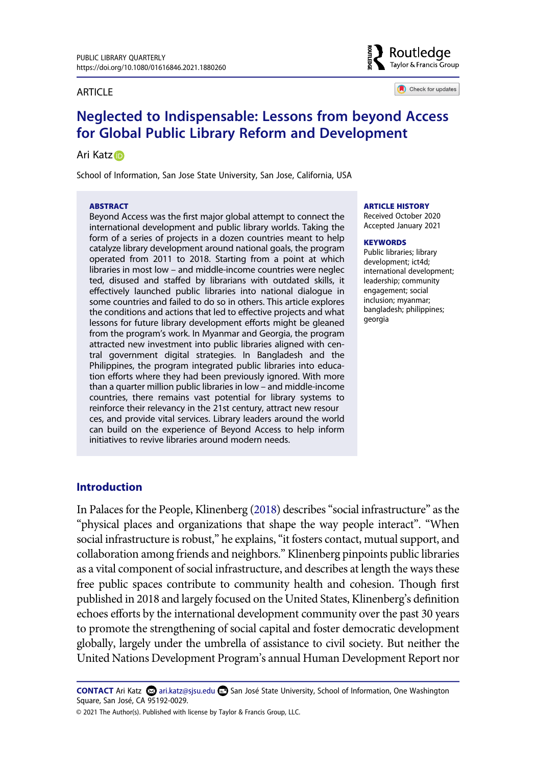PUBLIC LIBRARY QUARTERLY
https://doi.org/10.1080/01616846.2021.1880260

ARTICLE

# Neglected to Indispensable: Lessons from beyond Access for Global Public Library Reform and Development

Ari Katz

School of Information, San Jose State University, San Jose, California, USA

**ABSTRACT**

Beyond Access was the first major global attempt to connect the international development and public library worlds. Taking the form of a series of projects in a dozen countries meant to help catalyze library development around national goals, the program operated from 2011 to 2018. Starting from a point at which libraries in most low – and middle-income countries were neglected, disused and staffed by librarians with outdated skills, it effectively launched public libraries into national dialogue in some countries and failed to do so in others. This article explores the conditions and actions that led to effective projects and what lessons for future library development efforts might be gleaned from the program's work. In Myanmar and Georgia, the program attracted new investment into public libraries aligned with central government digital strategies. In Bangladesh and the Philippines, the program integrated public libraries into education efforts where they had been previously ignored. With more than a quarter million public libraries in low – and middle-income countries, there remains vast potential for library systems to reinforce their relevancy in the 21st century, attract new resources, and provide vital services. Library leaders around the world can build on the experience of Beyond Access to help inform initiatives to revive libraries around modern needs.

**ARTICLE HISTORY**
Received October 2020
Accepted January 2021

**KEYWORDS**
Public libraries; library development; ict4d; international development; leadership; community engagement; social inclusion; myanmar; bangladesh; philippines; georgia

## Introduction

In Palaces for the People, Klinenberg (2018) describes "social infrastructure" as the "physical places and organizations that shape the way people interact". "When social infrastructure is robust," he explains, "it fosters contact, mutual support, and collaboration among friends and neighbors." Klinenberg pinpoints public libraries as a vital component of social infrastructure, and describes at length the ways these free public spaces contribute to community health and cohesion. Though first published in 2018 and largely focused on the United States, Klinenberg's definition echoes efforts by the international development community over the past 30 years to promote the strengthening of social capital and foster democratic development globally, largely under the umbrella of assistance to civil society. But neither the United Nations Development Program's annual Human Development Report nor

**CONTACT** Ari Katz ari.katz@sjsu.edu San José State University, School of Information, One Washington Square, San José, CA 95192-0029.

© 2021 The Author(s). Published with license by Taylor & Francis Group, LLC.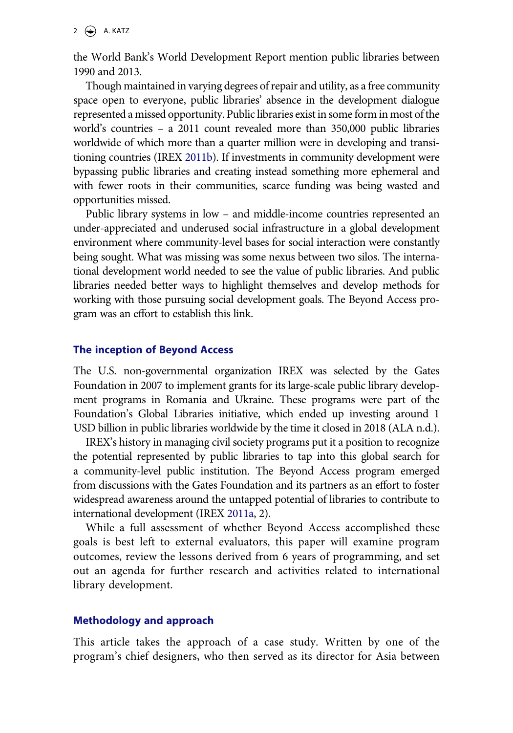the World Bank's World Development Report mention public libraries between 1990 and 2013.

Though maintained in varying degrees of repair and utility, as a free community space open to everyone, public libraries' absence in the development dialogue represented a missed opportunity. Public libraries exist in some form in most of the world's countries – a 2011 count revealed more than 350,000 public libraries worldwide of which more than a quarter million were in developing and transitioning countries (IREX 2011b). If investments in community development were bypassing public libraries and creating instead something more ephemeral and with fewer roots in their communities, scarce funding was being wasted and opportunities missed.

Public library systems in low – and middle-income countries represented an under-appreciated and underused social infrastructure in a global development environment where community-level bases for social interaction were constantly being sought. What was missing was some nexus between two silos. The international development world needed to see the value of public libraries. And public libraries needed better ways to highlight themselves and develop methods for working with those pursuing social development goals. The Beyond Access program was an effort to establish this link.

## The inception of Beyond Access

The U.S. non-governmental organization IREX was selected by the Gates Foundation in 2007 to implement grants for its large-scale public library development programs in Romania and Ukraine. These programs were part of the Foundation's Global Libraries initiative, which ended up investing around 1 USD billion in public libraries worldwide by the time it closed in 2018 (ALA n.d.).

IREX's history in managing civil society programs put it a position to recognize the potential represented by public libraries to tap into this global search for a community-level public institution. The Beyond Access program emerged from discussions with the Gates Foundation and its partners as an effort to foster widespread awareness around the untapped potential of libraries to contribute to international development (IREX 2011a, 2).

While a full assessment of whether Beyond Access accomplished these goals is best left to external evaluators, this paper will examine program outcomes, review the lessons derived from 6 years of programming, and set out an agenda for further research and activities related to international library development.

## Methodology and approach

This article takes the approach of a case study. Written by one of the program's chief designers, who then served as its director for Asia between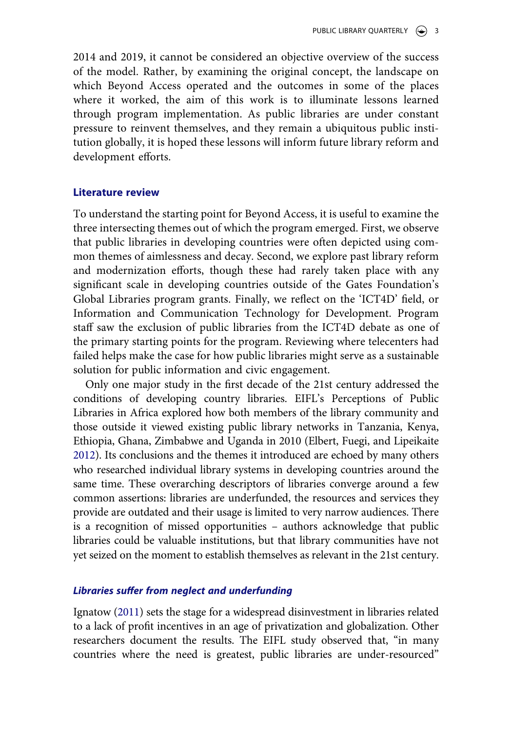2014 and 2019, it cannot be considered an objective overview of the success of the model. Rather, by examining the original concept, the landscape on which Beyond Access operated and the outcomes in some of the places where it worked, the aim of this work is to illuminate lessons learned through program implementation. As public libraries are under constant pressure to reinvent themselves, and they remain a ubiquitous public institution globally, it is hoped these lessons will inform future library reform and development efforts.

## Literature review

To understand the starting point for Beyond Access, it is useful to examine the three intersecting themes out of which the program emerged. First, we observe that public libraries in developing countries were often depicted using common themes of aimlessness and decay. Second, we explore past library reform and modernization efforts, though these had rarely taken place with any significant scale in developing countries outside of the Gates Foundation's Global Libraries program grants. Finally, we reflect on the 'ICT4D' field, or Information and Communication Technology for Development. Program staff saw the exclusion of public libraries from the ICT4D debate as one of the primary starting points for the program. Reviewing where telecenters had failed helps make the case for how public libraries might serve as a sustainable solution for public information and civic engagement.

Only one major study in the first decade of the 21st century addressed the conditions of developing country libraries. EIFL's Perceptions of Public Libraries in Africa explored how both members of the library community and those outside it viewed existing public library networks in Tanzania, Kenya, Ethiopia, Ghana, Zimbabwe and Uganda in 2010 (Elbert, Fuegi, and Lipeikaite 2012). Its conclusions and the themes it introduced are echoed by many others who researched individual library systems in developing countries around the same time. These overarching descriptors of libraries converge around a few common assertions: libraries are underfunded, the resources and services they provide are outdated and their usage is limited to very narrow audiences. There is a recognition of missed opportunities – authors acknowledge that public libraries could be valuable institutions, but that library communities have not yet seized on the moment to establish themselves as relevant in the 21st century.

### *Libraries suffer from neglect and underfunding*

Ignatow (2011) sets the stage for a widespread disinvestment in libraries related to a lack of profit incentives in an age of privatization and globalization. Other researchers document the results. The EIFL study observed that, "in many countries where the need is greatest, public libraries are under-resourced"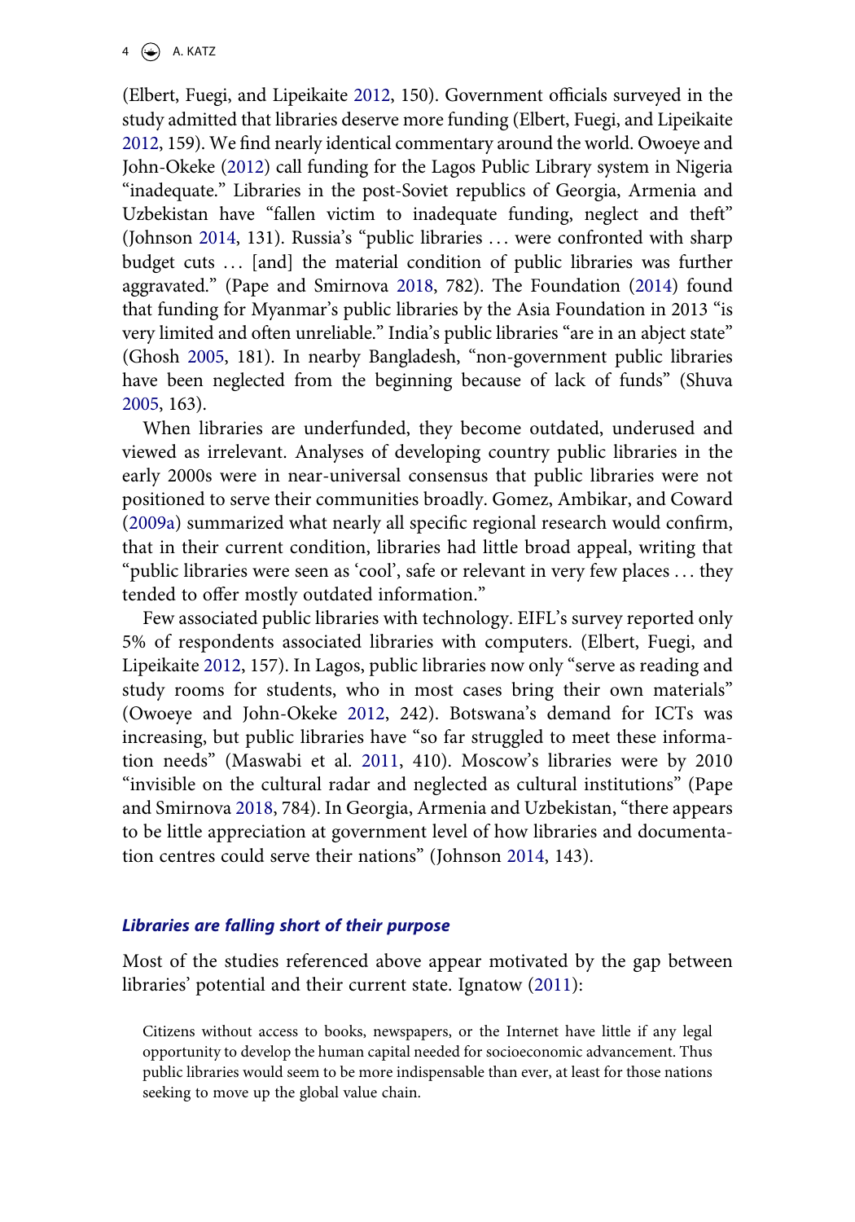(Elbert, Fuegi, and Lipeikaite 2012, 150). Government officials surveyed in the study admitted that libraries deserve more funding (Elbert, Fuegi, and Lipeikaite 2012, 159). We find nearly identical commentary around the world. Owoeye and John-Okeke (2012) call funding for the Lagos Public Library system in Nigeria "inadequate." Libraries in the post-Soviet republics of Georgia, Armenia and Uzbekistan have "fallen victim to inadequate funding, neglect and theft" (Johnson 2014, 131). Russia's "public libraries … were confronted with sharp budget cuts … [and] the material condition of public libraries was further aggravated." (Pape and Smirnova 2018, 782). The Foundation (2014) found that funding for Myanmar's public libraries by the Asia Foundation in 2013 "is very limited and often unreliable." India's public libraries "are in an abject state" (Ghosh 2005, 181). In nearby Bangladesh, "non-government public libraries have been neglected from the beginning because of lack of funds" (Shuva 2005, 163).

When libraries are underfunded, they become outdated, underused and viewed as irrelevant. Analyses of developing country public libraries in the early 2000s were in near-universal consensus that public libraries were not positioned to serve their communities broadly. Gomez, Ambikar, and Coward (2009a) summarized what nearly all specific regional research would confirm, that in their current condition, libraries had little broad appeal, writing that "public libraries were seen as 'cool', safe or relevant in very few places … they tended to offer mostly outdated information."

Few associated public libraries with technology. EIFL's survey reported only 5% of respondents associated libraries with computers. (Elbert, Fuegi, and Lipeikaite 2012, 157). In Lagos, public libraries now only "serve as reading and study rooms for students, who in most cases bring their own materials" (Owoeye and John-Okeke 2012, 242). Botswana's demand for ICTs was increasing, but public libraries have "so far struggled to meet these information needs" (Maswabi et al. 2011, 410). Moscow's libraries were by 2010 "invisible on the cultural radar and neglected as cultural institutions" (Pape and Smirnova 2018, 784). In Georgia, Armenia and Uzbekistan, "there appears to be little appreciation at government level of how libraries and documentation centres could serve their nations" (Johnson 2014, 143).

### *Libraries are falling short of their purpose*

Most of the studies referenced above appear motivated by the gap between libraries' potential and their current state. Ignatow (2011):

> Citizens without access to books, newspapers, or the Internet have little if any legal opportunity to develop the human capital needed for socioeconomic advancement. Thus public libraries would seem to be more indispensable than ever, at least for those nations seeking to move up the global value chain.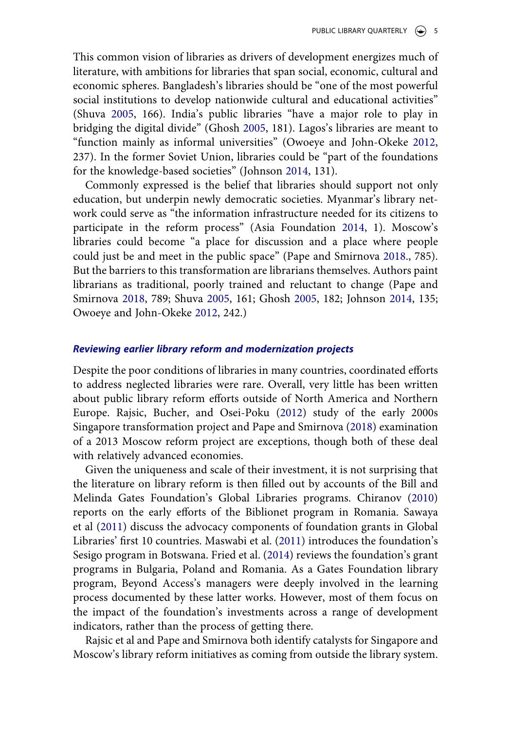This common vision of libraries as drivers of development energizes much of literature, with ambitions for libraries that span social, economic, cultural and economic spheres. Bangladesh's libraries should be "one of the most powerful social institutions to develop nationwide cultural and educational activities" (Shuva 2005, 166). India's public libraries "have a major role to play in bridging the digital divide" (Ghosh 2005, 181). Lagos's libraries are meant to "function mainly as informal universities" (Owoeye and John-Okeke 2012, 237). In the former Soviet Union, libraries could be "part of the foundations for the knowledge-based societies" (Johnson 2014, 131).

Commonly expressed is the belief that libraries should support not only education, but underpin newly democratic societies. Myanmar's library network could serve as "the information infrastructure needed for its citizens to participate in the reform process" (Asia Foundation 2014, 1). Moscow's libraries could become "a place for discussion and a place where people could just be and meet in the public space" (Pape and Smirnova 2018., 785). But the barriers to this transformation are librarians themselves. Authors paint librarians as traditional, poorly trained and reluctant to change (Pape and Smirnova 2018, 789; Shuva 2005, 161; Ghosh 2005, 182; Johnson 2014, 135; Owoeye and John-Okeke 2012, 242.)

### *Reviewing earlier library reform and modernization projects*

Despite the poor conditions of libraries in many countries, coordinated efforts to address neglected libraries were rare. Overall, very little has been written about public library reform efforts outside of North America and Northern Europe. Rajsic, Bucher, and Osei-Poku (2012) study of the early 2000s Singapore transformation project and Pape and Smirnova (2018) examination of a 2013 Moscow reform project are exceptions, though both of these deal with relatively advanced economies.

Given the uniqueness and scale of their investment, it is not surprising that the literature on library reform is then filled out by accounts of the Bill and Melinda Gates Foundation's Global Libraries programs. Chiranov (2010) reports on the early efforts of the Biblionet program in Romania. Sawaya et al (2011) discuss the advocacy components of foundation grants in Global Libraries' first 10 countries. Maswabi et al. (2011) introduces the foundation's Sesigo program in Botswana. Fried et al. (2014) reviews the foundation's grant programs in Bulgaria, Poland and Romania. As a Gates Foundation library program, Beyond Access's managers were deeply involved in the learning process documented by these latter works. However, most of them focus on the impact of the foundation's investments across a range of development indicators, rather than the process of getting there.

Rajsic et al and Pape and Smirnova both identify catalysts for Singapore and Moscow's library reform initiatives as coming from outside the library system.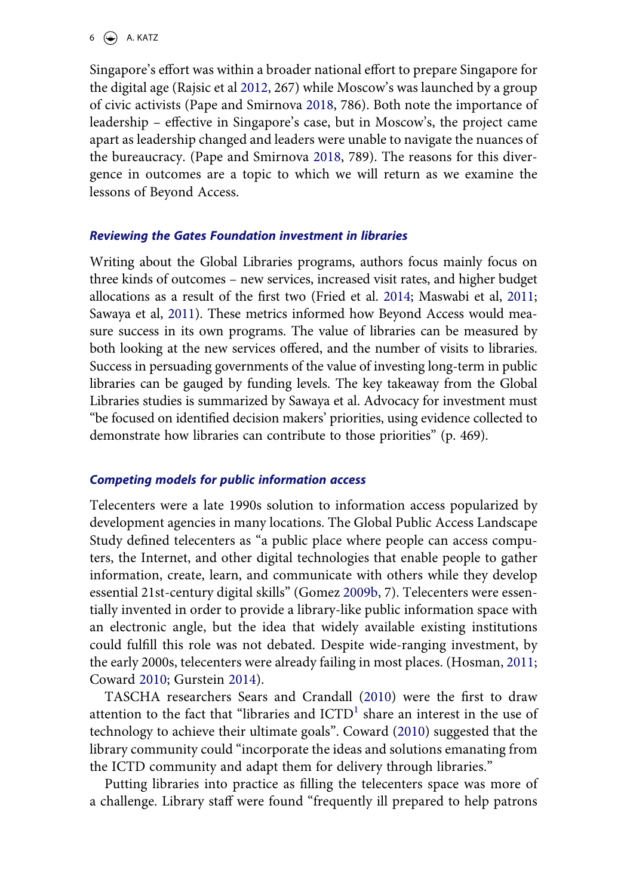Singapore's effort was within a broader national effort to prepare Singapore for the digital age (Rajsic et al 2012, 267) while Moscow's was launched by a group of civic activists (Pape and Smirnova 2018, 786). Both note the importance of leadership – effective in Singapore's case, but in Moscow's, the project came apart as leadership changed and leaders were unable to navigate the nuances of the bureaucracy. (Pape and Smirnova 2018, 789). The reasons for this divergence in outcomes are a topic to which we will return as we examine the lessons of Beyond Access.

### *Reviewing the Gates Foundation investment in libraries*

Writing about the Global Libraries programs, authors focus mainly focus on three kinds of outcomes – new services, increased visit rates, and higher budget allocations as a result of the first two (Fried et al. 2014; Maswabi et al, 2011; Sawaya et al, 2011). These metrics informed how Beyond Access would measure success in its own programs. The value of libraries can be measured by both looking at the new services offered, and the number of visits to libraries. Success in persuading governments of the value of investing long-term in public libraries can be gauged by funding levels. The key takeaway from the Global Libraries studies is summarized by Sawaya et al. Advocacy for investment must "be focused on identified decision makers' priorities, using evidence collected to demonstrate how libraries can contribute to those priorities" (p. 469).

### *Competing models for public information access*

Telecenters were a late 1990s solution to information access popularized by development agencies in many locations. The Global Public Access Landscape Study defined telecenters as "a public place where people can access computers, the Internet, and other digital technologies that enable people to gather information, create, learn, and communicate with others while they develop essential 21st-century digital skills" (Gomez 2009b, 7). Telecenters were essentially invented in order to provide a library-like public information space with an electronic angle, but the idea that widely available existing institutions could fulfill this role was not debated. Despite wide-ranging investment, by the early 2000s, telecenters were already failing in most places. (Hosman, 2011; Coward 2010; Gurstein 2014).

TASCHA researchers Sears and Crandall (2010) were the first to draw attention to the fact that "libraries and ICTD[1] share an interest in the use of technology to achieve their ultimate goals". Coward (2010) suggested that the library community could "incorporate the ideas and solutions emanating from the ICTD community and adapt them for delivery through libraries."

Putting libraries into practice as filling the telecenters space was more of a challenge. Library staff were found "frequently ill prepared to help patrons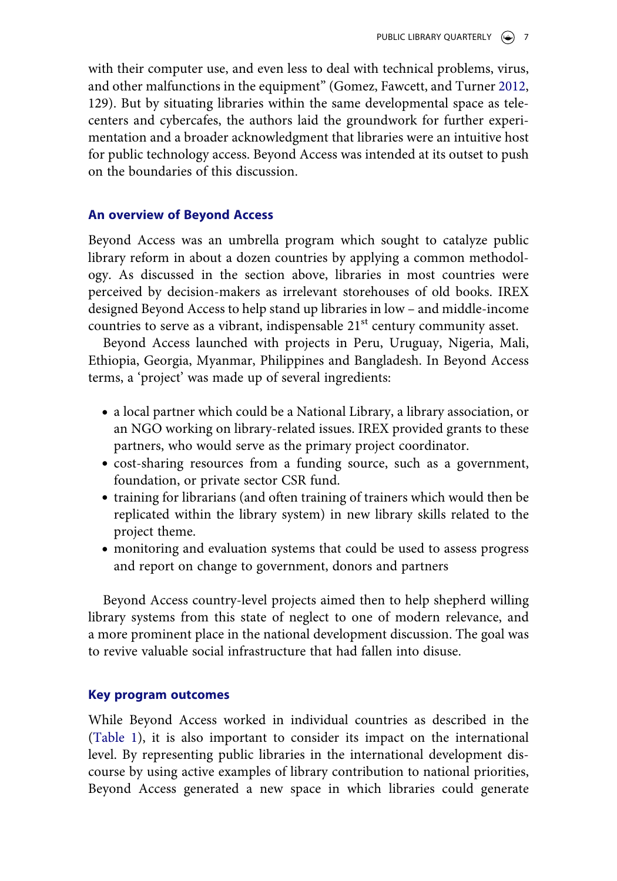with their computer use, and even less to deal with technical problems, virus, and other malfunctions in the equipment" (Gomez, Fawcett, and Turner 2012, 129). But by situating libraries within the same developmental space as telecenters and cybercafes, the authors laid the groundwork for further experimentation and a broader acknowledgment that libraries were an intuitive host for public technology access. Beyond Access was intended at its outset to push on the boundaries of this discussion.

## An overview of Beyond Access

Beyond Access was an umbrella program which sought to catalyze public library reform in about a dozen countries by applying a common methodology. As discussed in the section above, libraries in most countries were perceived by decision-makers as irrelevant storehouses of old books. IREX designed Beyond Access to help stand up libraries in low – and middle-income countries to serve as a vibrant, indispensable 21st century community asset.

Beyond Access launched with projects in Peru, Uruguay, Nigeria, Mali, Ethiopia, Georgia, Myanmar, Philippines and Bangladesh. In Beyond Access terms, a 'project' was made up of several ingredients:

- a local partner which could be a National Library, a library association, or an NGO working on library-related issues. IREX provided grants to these partners, who would serve as the primary project coordinator.
- cost-sharing resources from a funding source, such as a government, foundation, or private sector CSR fund.
- training for librarians (and often training of trainers which would then be replicated within the library system) in new library skills related to the project theme.
- monitoring and evaluation systems that could be used to assess progress and report on change to government, donors and partners

Beyond Access country-level projects aimed then to help shepherd willing library systems from this state of neglect to one of modern relevance, and a more prominent place in the national development discussion. The goal was to revive valuable social infrastructure that had fallen into disuse.

## Key program outcomes

While Beyond Access worked in individual countries as described in the (Table 1), it is also important to consider its impact on the international level. By representing public libraries in the international development discourse by using active examples of library contribution to national priorities, Beyond Access generated a new space in which libraries could generate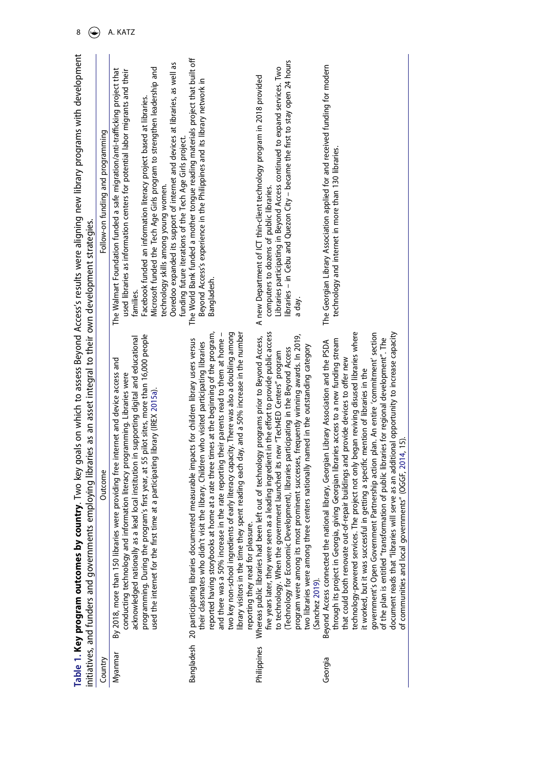**Table 1. Key program outcomes by country**. Two key goals on which to assess Beyond Access's results were aligning new library programs with development initiatives, and funders and governments employing libraries as an asset integral to their own development strategies.

| Country | Outcome | Follow-on funding and programming |
|---|---|---|
| Myanmar | By 2018, more than 150 libraries were providing free internet and device access and conducting technology and information literacy programming. Libraries were acknowledged nationally as a lead local institution in supporting digital and educational programming. During the program's first year, at 55 pilot sites, more than 16,000 people used the internet for the first time at a participating library (IREX 2015a). | The Walmart Foundation funded a safe migration/anti-trafficking project that used libraries as information centers for potential labor migrants and their families.<br>Facebook funded an information literacy project based at libraries.<br>Microsoft funded the Tech Age Girls program to strengthen leadership and technology skills among young women.<br>Ooredoo expanded its support of internet and devices at libraries, as well as funding future iterations of the Tech Age Girls project. |
| Bangladesh | 20 participating libraries documented measurable impacts for children library users versus their classmates who didn't visit the library. Children who visited participating libraries reported having storybooks at home at a rate three times at the beginning of the program, and there was a 50% increase in the rate reporting their parents read to them at home – two key non-school ingredients of early literacy capacity. There was also a doubling among library visitors in the time they spent reading each day, and a 50% increase in the number reporting they read for pleasure. | The World Bank funded a mother tongue reading materials project that built off Beyond Access's experience in the Philippines and its library network in Bangladesh. |
| Philippines | Whereas public libraries had been left out of technology programs prior to Beyond Access, five years later, they were seen as a leading ingredient in the effort to provide public access to technology. When the government launched its new "Tech4ED Centers" program (Technology for Economic Development), libraries participating in the Beyond Access program were among its most prominent successes, frequently winning awards. In 2019, two libraries were among three centers nationally named in the outstanding category (Sanchez 2019). | A new Department of ICT thin-client technology program in 2018 provided computers to dozens of public libraries.<br>Libraries participating in Beyond Access continued to expand services. Two libraries – in Cebu and Quezon City – became the first to stay open 24 hours a day. |
| Georgia | Beyond Access connected the national library, Georgian Library Association and the PSDA through its project in Georgia, giving Georgian libraries access to a new funding stream that could both renovate out-of-repair buildings and provide devices to offer new technology-powered services. The project not only began reviving disused libraries where it worked, but it was successful in getting a specific mention of libraries in the government's Open Government Partnership action plan. An entire 'commitment' section of the plan is entitled "transformation of public libraries for regional development". The document reads that "libraries will serve as an additional opportunity to increase capacity of communities and local governments" (OGGF, 2014, 15). | The Georgian Library Association applied for and received funding for modern technology and internet in more than 130 libraries. |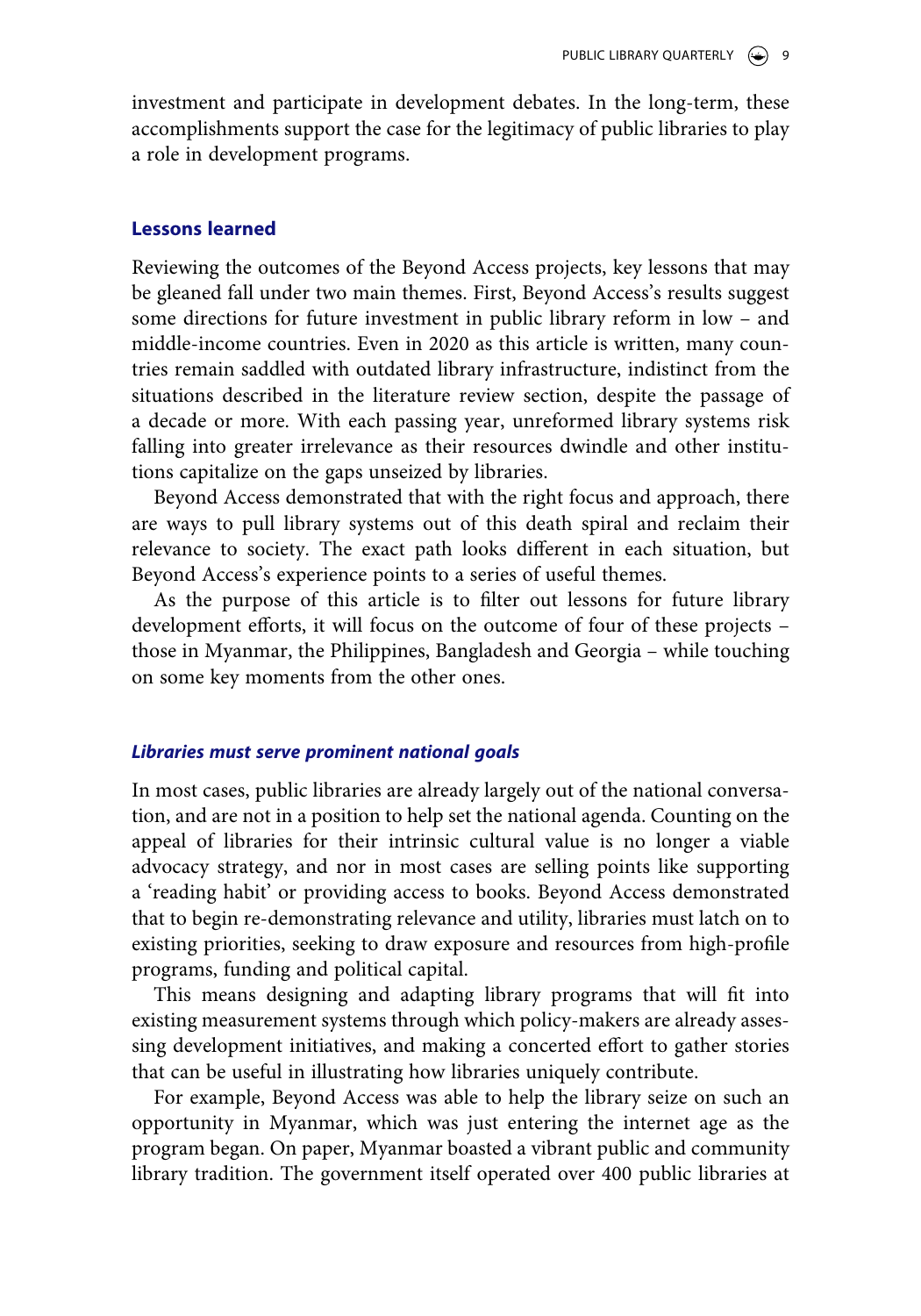investment and participate in development debates. In the long-term, these accomplishments support the case for the legitimacy of public libraries to play a role in development programs.

## Lessons learned

Reviewing the outcomes of the Beyond Access projects, key lessons that may be gleaned fall under two main themes. First, Beyond Access's results suggest some directions for future investment in public library reform in low – and middle-income countries. Even in 2020 as this article is written, many countries remain saddled with outdated library infrastructure, indistinct from the situations described in the literature review section, despite the passage of a decade or more. With each passing year, unreformed library systems risk falling into greater irrelevance as their resources dwindle and other institutions capitalize on the gaps unseized by libraries.

Beyond Access demonstrated that with the right focus and approach, there are ways to pull library systems out of this death spiral and reclaim their relevance to society. The exact path looks different in each situation, but Beyond Access's experience points to a series of useful themes.

As the purpose of this article is to filter out lessons for future library development efforts, it will focus on the outcome of four of these projects – those in Myanmar, the Philippines, Bangladesh and Georgia – while touching on some key moments from the other ones.

### *Libraries must serve prominent national goals*

In most cases, public libraries are already largely out of the national conversation, and are not in a position to help set the national agenda. Counting on the appeal of libraries for their intrinsic cultural value is no longer a viable advocacy strategy, and nor in most cases are selling points like supporting a 'reading habit' or providing access to books. Beyond Access demonstrated that to begin re-demonstrating relevance and utility, libraries must latch on to existing priorities, seeking to draw exposure and resources from high-profile programs, funding and political capital.

This means designing and adapting library programs that will fit into existing measurement systems through which policy-makers are already assessing development initiatives, and making a concerted effort to gather stories that can be useful in illustrating how libraries uniquely contribute.

For example, Beyond Access was able to help the library seize on such an opportunity in Myanmar, which was just entering the internet age as the program began. On paper, Myanmar boasted a vibrant public and community library tradition. The government itself operated over 400 public libraries at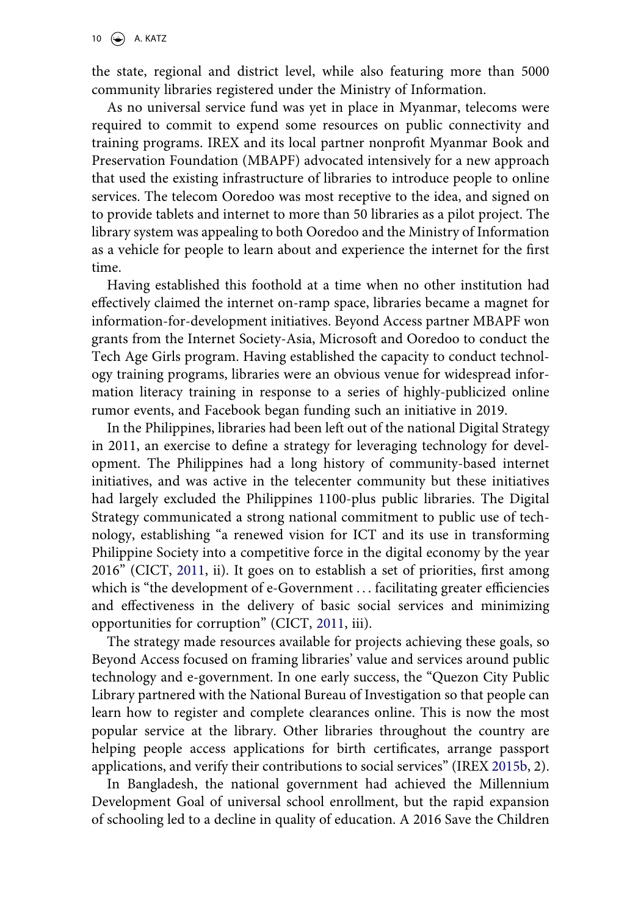the state, regional and district level, while also featuring more than 5000 community libraries registered under the Ministry of Information.

As no universal service fund was yet in place in Myanmar, telecoms were required to commit to expend some resources on public connectivity and training programs. IREX and its local partner nonprofit Myanmar Book and Preservation Foundation (MBAPF) advocated intensively for a new approach that used the existing infrastructure of libraries to introduce people to online services. The telecom Ooredoo was most receptive to the idea, and signed on to provide tablets and internet to more than 50 libraries as a pilot project. The library system was appealing to both Ooredoo and the Ministry of Information as a vehicle for people to learn about and experience the internet for the first time.

Having established this foothold at a time when no other institution had effectively claimed the internet on-ramp space, libraries became a magnet for information-for-development initiatives. Beyond Access partner MBAPF won grants from the Internet Society-Asia, Microsoft and Ooredoo to conduct the Tech Age Girls program. Having established the capacity to conduct technology training programs, libraries were an obvious venue for widespread information literacy training in response to a series of highly-publicized online rumor events, and Facebook began funding such an initiative in 2019.

In the Philippines, libraries had been left out of the national Digital Strategy in 2011, an exercise to define a strategy for leveraging technology for development. The Philippines had a long history of community-based internet initiatives, and was active in the telecenter community but these initiatives had largely excluded the Philippines 1100-plus public libraries. The Digital Strategy communicated a strong national commitment to public use of technology, establishing "a renewed vision for ICT and its use in transforming Philippine Society into a competitive force in the digital economy by the year 2016" (CICT, 2011, ii). It goes on to establish a set of priorities, first among which is "the development of e-Government … facilitating greater efficiencies and effectiveness in the delivery of basic social services and minimizing opportunities for corruption" (CICT, 2011, iii).

The strategy made resources available for projects achieving these goals, so Beyond Access focused on framing libraries' value and services around public technology and e-government. In one early success, the "Quezon City Public Library partnered with the National Bureau of Investigation so that people can learn how to register and complete clearances online. This is now the most popular service at the library. Other libraries throughout the country are helping people access applications for birth certificates, arrange passport applications, and verify their contributions to social services" (IREX 2015b, 2).

In Bangladesh, the national government had achieved the Millennium Development Goal of universal school enrollment, but the rapid expansion of schooling led to a decline in quality of education. A 2016 Save the Children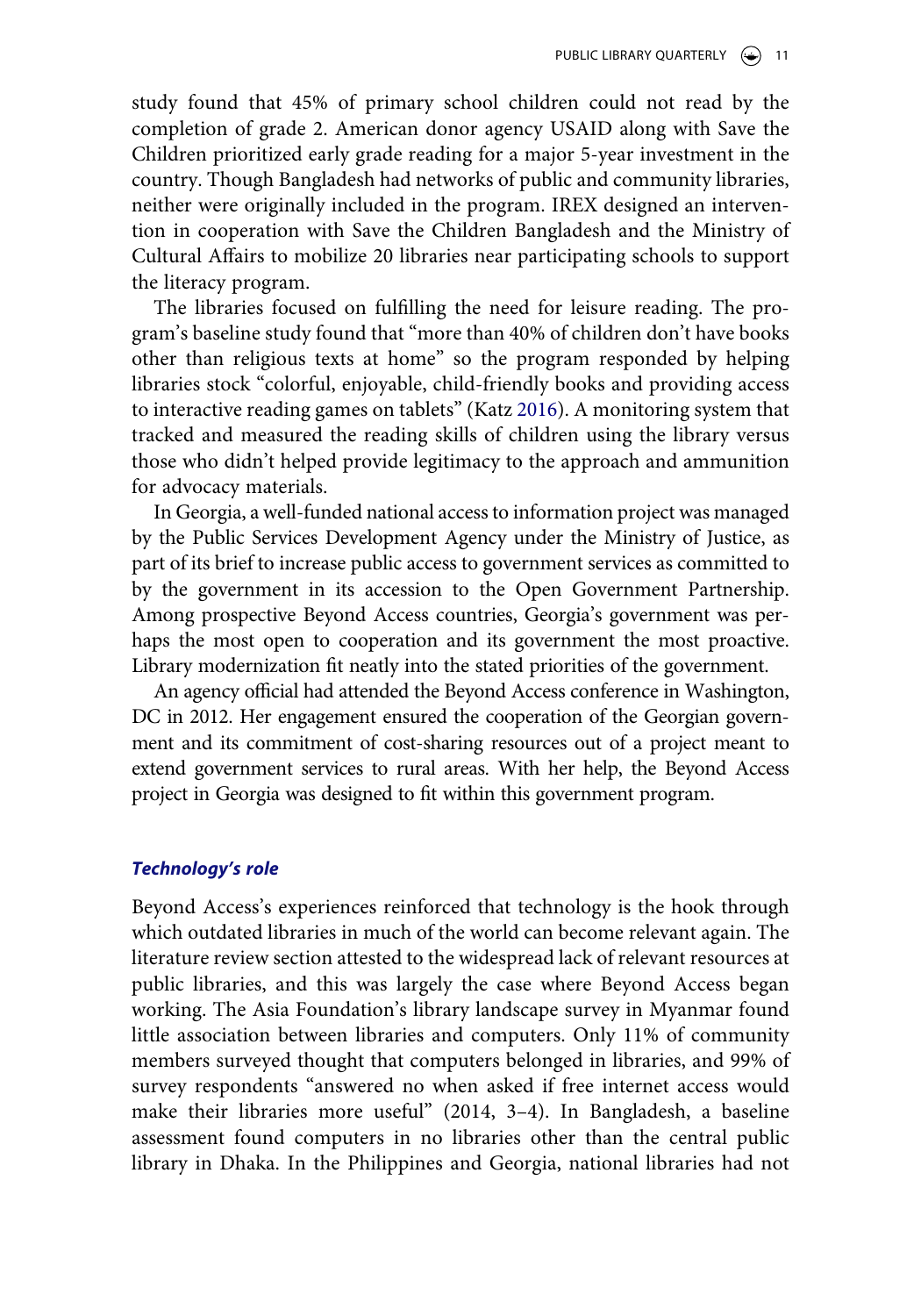study found that 45% of primary school children could not read by the completion of grade 2. American donor agency USAID along with Save the Children prioritized early grade reading for a major 5-year investment in the country. Though Bangladesh had networks of public and community libraries, neither were originally included in the program. IREX designed an intervention in cooperation with Save the Children Bangladesh and the Ministry of Cultural Affairs to mobilize 20 libraries near participating schools to support the literacy program.

The libraries focused on fulfilling the need for leisure reading. The program's baseline study found that "more than 40% of children don't have books other than religious texts at home" so the program responded by helping libraries stock "colorful, enjoyable, child-friendly books and providing access to interactive reading games on tablets" (Katz 2016). A monitoring system that tracked and measured the reading skills of children using the library versus those who didn't helped provide legitimacy to the approach and ammunition for advocacy materials.

In Georgia, a well-funded national access to information project was managed by the Public Services Development Agency under the Ministry of Justice, as part of its brief to increase public access to government services as committed to by the government in its accession to the Open Government Partnership. Among prospective Beyond Access countries, Georgia's government was perhaps the most open to cooperation and its government the most proactive. Library modernization fit neatly into the stated priorities of the government.

An agency official had attended the Beyond Access conference in Washington, DC in 2012. Her engagement ensured the cooperation of the Georgian government and its commitment of cost-sharing resources out of a project meant to extend government services to rural areas. With her help, the Beyond Access project in Georgia was designed to fit within this government program.

### *Technology's role*

Beyond Access's experiences reinforced that technology is the hook through which outdated libraries in much of the world can become relevant again. The literature review section attested to the widespread lack of relevant resources at public libraries, and this was largely the case where Beyond Access began working. The Asia Foundation's library landscape survey in Myanmar found little association between libraries and computers. Only 11% of community members surveyed thought that computers belonged in libraries, and 99% of survey respondents "answered no when asked if free internet access would make their libraries more useful" (2014, 3–4). In Bangladesh, a baseline assessment found computers in no libraries other than the central public library in Dhaka. In the Philippines and Georgia, national libraries had not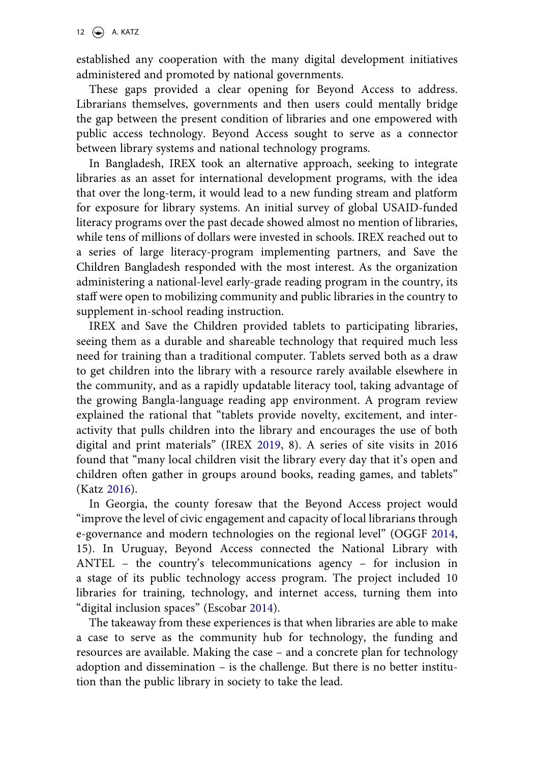established any cooperation with the many digital development initiatives administered and promoted by national governments.

These gaps provided a clear opening for Beyond Access to address. Librarians themselves, governments and then users could mentally bridge the gap between the present condition of libraries and one empowered with public access technology. Beyond Access sought to serve as a connector between library systems and national technology programs.

In Bangladesh, IREX took an alternative approach, seeking to integrate libraries as an asset for international development programs, with the idea that over the long-term, it would lead to a new funding stream and platform for exposure for library systems. An initial survey of global USAID-funded literacy programs over the past decade showed almost no mention of libraries, while tens of millions of dollars were invested in schools. IREX reached out to a series of large literacy-program implementing partners, and Save the Children Bangladesh responded with the most interest. As the organization administering a national-level early-grade reading program in the country, its staff were open to mobilizing community and public libraries in the country to supplement in-school reading instruction.

IREX and Save the Children provided tablets to participating libraries, seeing them as a durable and shareable technology that required much less need for training than a traditional computer. Tablets served both as a draw to get children into the library with a resource rarely available elsewhere in the community, and as a rapidly updatable literacy tool, taking advantage of the growing Bangla-language reading app environment. A program review explained the rational that "tablets provide novelty, excitement, and interactivity that pulls children into the library and encourages the use of both digital and print materials" (IREX 2019, 8). A series of site visits in 2016 found that "many local children visit the library every day that it's open and children often gather in groups around books, reading games, and tablets" (Katz 2016).

In Georgia, the county foresaw that the Beyond Access project would "improve the level of civic engagement and capacity of local librarians through e-governance and modern technologies on the regional level" (OGGF 2014, 15). In Uruguay, Beyond Access connected the National Library with ANTEL – the country's telecommunications agency – for inclusion in a stage of its public technology access program. The project included 10 libraries for training, technology, and internet access, turning them into "digital inclusion spaces" (Escobar 2014).

The takeaway from these experiences is that when libraries are able to make a case to serve as the community hub for technology, the funding and resources are available. Making the case – and a concrete plan for technology adoption and dissemination – is the challenge. But there is no better institution than the public library in society to take the lead.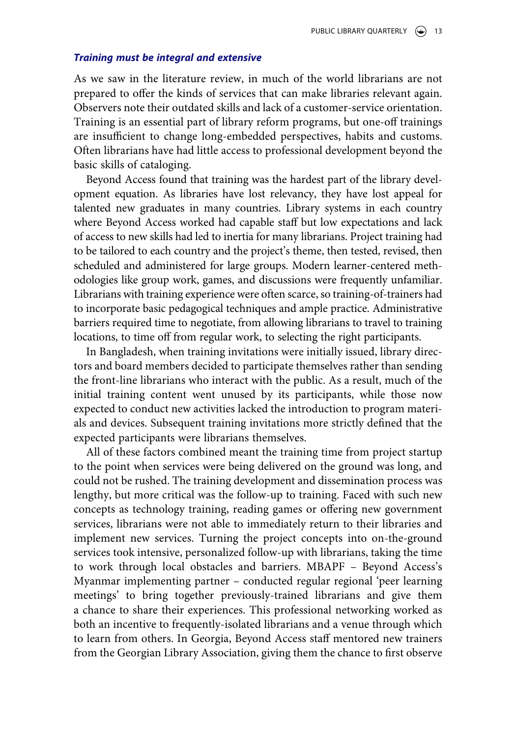### *Training must be integral and extensive*

As we saw in the literature review, in much of the world librarians are not prepared to offer the kinds of services that can make libraries relevant again. Observers note their outdated skills and lack of a customer-service orientation. Training is an essential part of library reform programs, but one-off trainings are insufficient to change long-embedded perspectives, habits and customs. Often librarians have had little access to professional development beyond the basic skills of cataloging.

Beyond Access found that training was the hardest part of the library development equation. As libraries have lost relevancy, they have lost appeal for talented new graduates in many countries. Library systems in each country where Beyond Access worked had capable staff but low expectations and lack of access to new skills had led to inertia for many librarians. Project training had to be tailored to each country and the project's theme, then tested, revised, then scheduled and administered for large groups. Modern learner-centered methodologies like group work, games, and discussions were frequently unfamiliar. Librarians with training experience were often scarce, so training-of-trainers had to incorporate basic pedagogical techniques and ample practice. Administrative barriers required time to negotiate, from allowing librarians to travel to training locations, to time off from regular work, to selecting the right participants.

In Bangladesh, when training invitations were initially issued, library directors and board members decided to participate themselves rather than sending the front-line librarians who interact with the public. As a result, much of the initial training content went unused by its participants, while those now expected to conduct new activities lacked the introduction to program materials and devices. Subsequent training invitations more strictly defined that the expected participants were librarians themselves.

All of these factors combined meant the training time from project startup to the point when services were being delivered on the ground was long, and could not be rushed. The training development and dissemination process was lengthy, but more critical was the follow-up to training. Faced with such new concepts as technology training, reading games or offering new government services, librarians were not able to immediately return to their libraries and implement new services. Turning the project concepts into on-the-ground services took intensive, personalized follow-up with librarians, taking the time to work through local obstacles and barriers. MBAPF – Beyond Access's Myanmar implementing partner – conducted regular regional 'peer learning meetings' to bring together previously-trained librarians and give them a chance to share their experiences. This professional networking worked as both an incentive to frequently-isolated librarians and a venue through which to learn from others. In Georgia, Beyond Access staff mentored new trainers from the Georgian Library Association, giving them the chance to first observe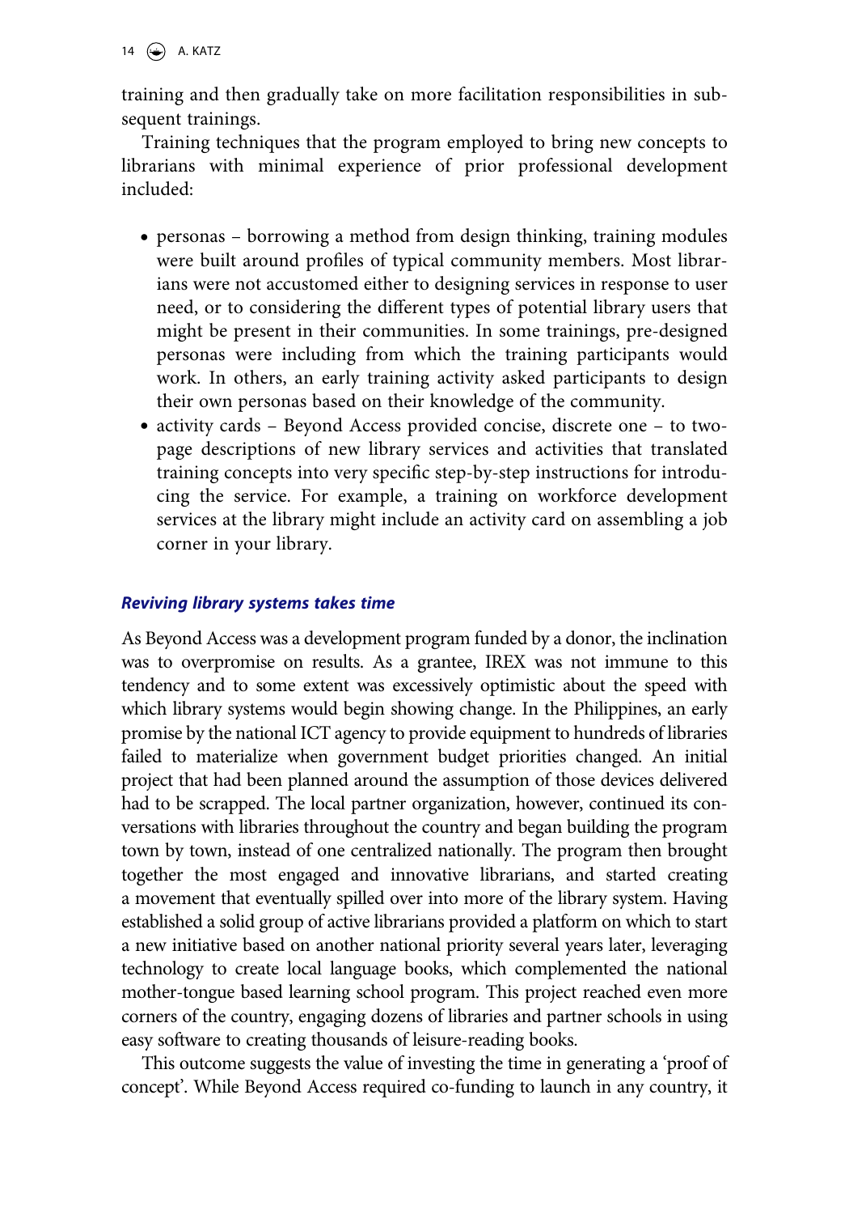training and then gradually take on more facilitation responsibilities in subsequent trainings.

Training techniques that the program employed to bring new concepts to librarians with minimal experience of prior professional development included:

- personas – borrowing a method from design thinking, training modules were built around profiles of typical community members. Most librarians were not accustomed either to designing services in response to user need, or to considering the different types of potential library users that might be present in their communities. In some trainings, pre-designed personas were including from which the training participants would work. In others, an early training activity asked participants to design their own personas based on their knowledge of the community.
- activity cards – Beyond Access provided concise, discrete one – to two-page descriptions of new library services and activities that translated training concepts into very specific step-by-step instructions for introducing the service. For example, a training on workforce development services at the library might include an activity card on assembling a job corner in your library.

### *Reviving library systems takes time*

As Beyond Access was a development program funded by a donor, the inclination was to overpromise on results. As a grantee, IREX was not immune to this tendency and to some extent was excessively optimistic about the speed with which library systems would begin showing change. In the Philippines, an early promise by the national ICT agency to provide equipment to hundreds of libraries failed to materialize when government budget priorities changed. An initial project that had been planned around the assumption of those devices delivered had to be scrapped. The local partner organization, however, continued its conversations with libraries throughout the country and began building the program town by town, instead of one centralized nationally. The program then brought together the most engaged and innovative librarians, and started creating a movement that eventually spilled over into more of the library system. Having established a solid group of active librarians provided a platform on which to start a new initiative based on another national priority several years later, leveraging technology to create local language books, which complemented the national mother-tongue based learning school program. This project reached even more corners of the country, engaging dozens of libraries and partner schools in using easy software to creating thousands of leisure-reading books.

This outcome suggests the value of investing the time in generating a 'proof of concept'. While Beyond Access required co-funding to launch in any country, it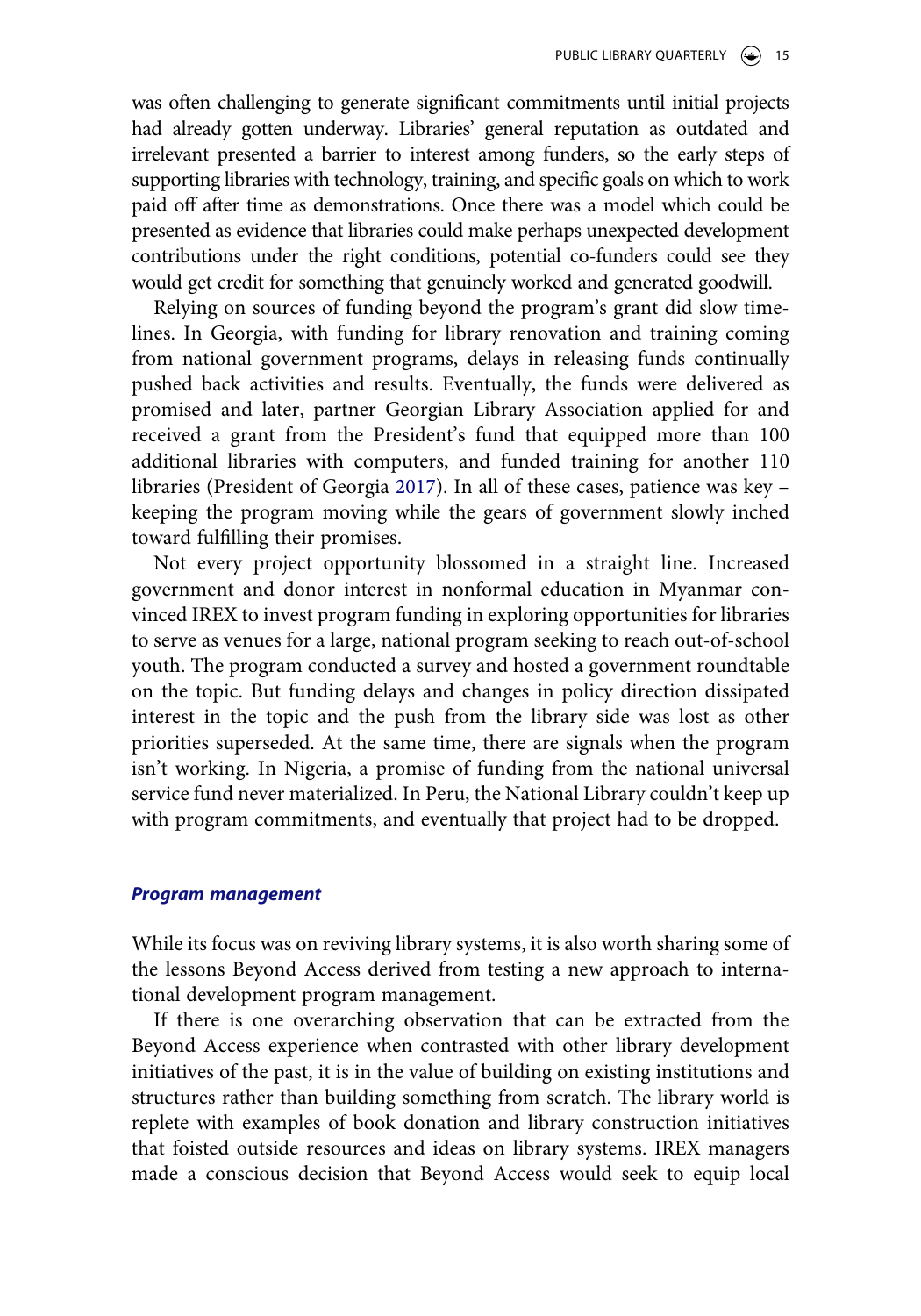was often challenging to generate significant commitments until initial projects had already gotten underway. Libraries' general reputation as outdated and irrelevant presented a barrier to interest among funders, so the early steps of supporting libraries with technology, training, and specific goals on which to work paid off after time as demonstrations. Once there was a model which could be presented as evidence that libraries could make perhaps unexpected development contributions under the right conditions, potential co-funders could see they would get credit for something that genuinely worked and generated goodwill.

Relying on sources of funding beyond the program's grant did slow timelines. In Georgia, with funding for library renovation and training coming from national government programs, delays in releasing funds continually pushed back activities and results. Eventually, the funds were delivered as promised and later, partner Georgian Library Association applied for and received a grant from the President's fund that equipped more than 100 additional libraries with computers, and funded training for another 110 libraries (President of Georgia 2017). In all of these cases, patience was key – keeping the program moving while the gears of government slowly inched toward fulfilling their promises.

Not every project opportunity blossomed in a straight line. Increased government and donor interest in nonformal education in Myanmar convinced IREX to invest program funding in exploring opportunities for libraries to serve as venues for a large, national program seeking to reach out-of-school youth. The program conducted a survey and hosted a government roundtable on the topic. But funding delays and changes in policy direction dissipated interest in the topic and the push from the library side was lost as other priorities superseded. At the same time, there are signals when the program isn't working. In Nigeria, a promise of funding from the national universal service fund never materialized. In Peru, the National Library couldn't keep up with program commitments, and eventually that project had to be dropped.

### *Program management*

While its focus was on reviving library systems, it is also worth sharing some of the lessons Beyond Access derived from testing a new approach to international development program management.

If there is one overarching observation that can be extracted from the Beyond Access experience when contrasted with other library development initiatives of the past, it is in the value of building on existing institutions and structures rather than building something from scratch. The library world is replete with examples of book donation and library construction initiatives that foisted outside resources and ideas on library systems. IREX managers made a conscious decision that Beyond Access would seek to equip local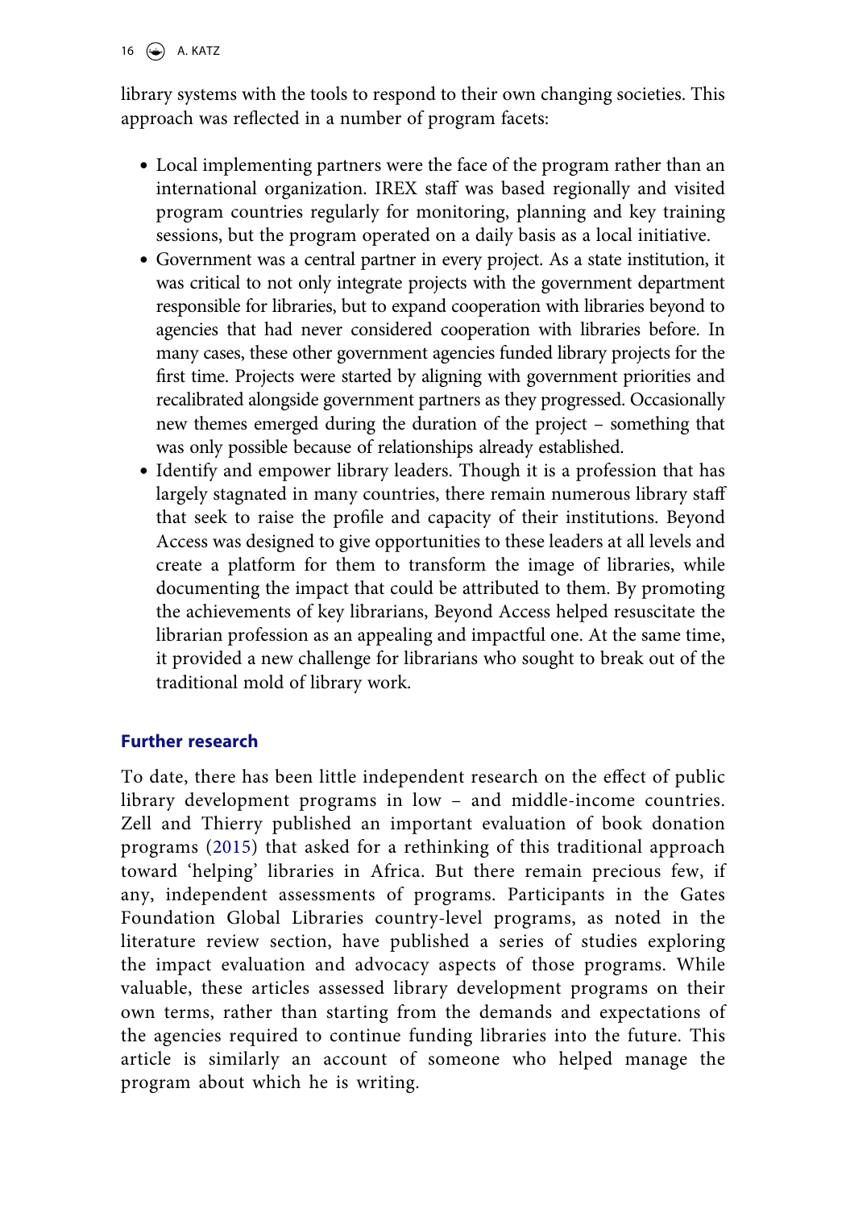library systems with the tools to respond to their own changing societies. This approach was reflected in a number of program facets:

- Local implementing partners were the face of the program rather than an international organization. IREX staff was based regionally and visited program countries regularly for monitoring, planning and key training sessions, but the program operated on a daily basis as a local initiative.
- Government was a central partner in every project. As a state institution, it was critical to not only integrate projects with the government department responsible for libraries, but to expand cooperation with libraries beyond to agencies that had never considered cooperation with libraries before. In many cases, these other government agencies funded library projects for the first time. Projects were started by aligning with government priorities and recalibrated alongside government partners as they progressed. Occasionally new themes emerged during the duration of the project – something that was only possible because of relationships already established.
- Identify and empower library leaders. Though it is a profession that has largely stagnated in many countries, there remain numerous library staff that seek to raise the profile and capacity of their institutions. Beyond Access was designed to give opportunities to these leaders at all levels and create a platform for them to transform the image of libraries, while documenting the impact that could be attributed to them. By promoting the achievements of key librarians, Beyond Access helped resuscitate the librarian profession as an appealing and impactful one. At the same time, it provided a new challenge for librarians who sought to break out of the traditional mold of library work.

## Further research

To date, there has been little independent research on the effect of public library development programs in low – and middle-income countries. Zell and Thierry published an important evaluation of book donation programs (2015) that asked for a rethinking of this traditional approach toward 'helping' libraries in Africa. But there remain precious few, if any, independent assessments of programs. Participants in the Gates Foundation Global Libraries country-level programs, as noted in the literature review section, have published a series of studies exploring the impact evaluation and advocacy aspects of those programs. While valuable, these articles assessed library development programs on their own terms, rather than starting from the demands and expectations of the agencies required to continue funding libraries into the future. This article is similarly an account of someone who helped manage the program about which he is writing.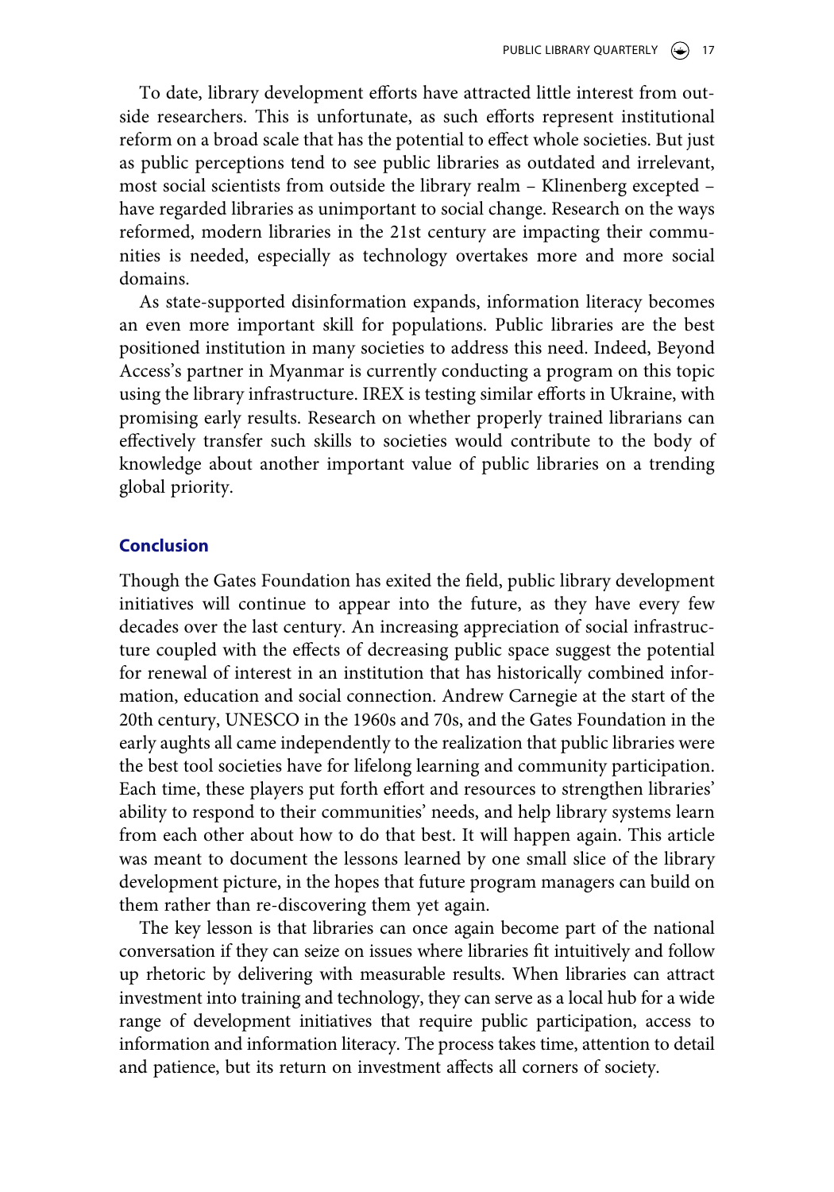To date, library development efforts have attracted little interest from outside researchers. This is unfortunate, as such efforts represent institutional reform on a broad scale that has the potential to effect whole societies. But just as public perceptions tend to see public libraries as outdated and irrelevant, most social scientists from outside the library realm – Klinenberg excepted – have regarded libraries as unimportant to social change. Research on the ways reformed, modern libraries in the 21st century are impacting their communities is needed, especially as technology overtakes more and more social domains.

As state-supported disinformation expands, information literacy becomes an even more important skill for populations. Public libraries are the best positioned institution in many societies to address this need. Indeed, Beyond Access's partner in Myanmar is currently conducting a program on this topic using the library infrastructure. IREX is testing similar efforts in Ukraine, with promising early results. Research on whether properly trained librarians can effectively transfer such skills to societies would contribute to the body of knowledge about another important value of public libraries on a trending global priority.

## Conclusion

Though the Gates Foundation has exited the field, public library development initiatives will continue to appear into the future, as they have every few decades over the last century. An increasing appreciation of social infrastructure coupled with the effects of decreasing public space suggest the potential for renewal of interest in an institution that has historically combined information, education and social connection. Andrew Carnegie at the start of the 20th century, UNESCO in the 1960s and 70s, and the Gates Foundation in the early aughts all came independently to the realization that public libraries were the best tool societies have for lifelong learning and community participation. Each time, these players put forth effort and resources to strengthen libraries' ability to respond to their communities' needs, and help library systems learn from each other about how to do that best. It will happen again. This article was meant to document the lessons learned by one small slice of the library development picture, in the hopes that future program managers can build on them rather than re-discovering them yet again.

The key lesson is that libraries can once again become part of the national conversation if they can seize on issues where libraries fit intuitively and follow up rhetoric by delivering with measurable results. When libraries can attract investment into training and technology, they can serve as a local hub for a wide range of development initiatives that require public participation, access to information and information literacy. The process takes time, attention to detail and patience, but its return on investment affects all corners of society.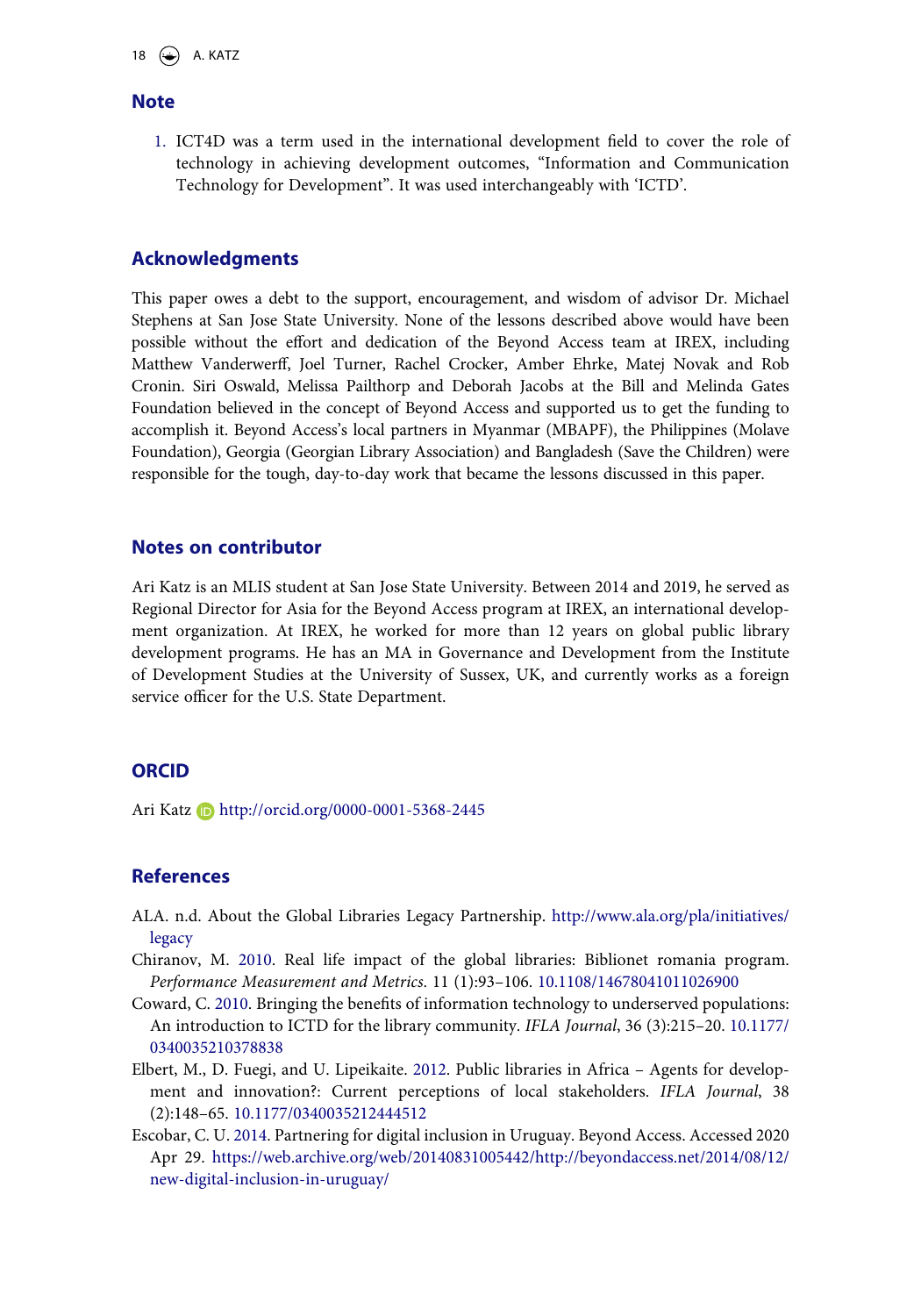## Note

1. ICT4D was a term used in the international development field to cover the role of technology in achieving development outcomes, "Information and Communication Technology for Development". It was used interchangeably with 'ICTD'.

## Acknowledgments

This paper owes a debt to the support, encouragement, and wisdom of advisor Dr. Michael Stephens at San Jose State University. None of the lessons described above would have been possible without the effort and dedication of the Beyond Access team at IREX, including Matthew Vanderwerff, Joel Turner, Rachel Crocker, Amber Ehrke, Matej Novak and Rob Cronin. Siri Oswald, Melissa Pailthorp and Deborah Jacobs at the Bill and Melinda Gates Foundation believed in the concept of Beyond Access and supported us to get the funding to accomplish it. Beyond Access's local partners in Myanmar (MBAPF), the Philippines (Molave Foundation), Georgia (Georgian Library Association) and Bangladesh (Save the Children) were responsible for the tough, day-to-day work that became the lessons discussed in this paper.

## Notes on contributor

Ari Katz is an MLIS student at San Jose State University. Between 2014 and 2019, he served as Regional Director for Asia for the Beyond Access program at IREX, an international development organization. At IREX, he worked for more than 12 years on global public library development programs. He has an MA in Governance and Development from the Institute of Development Studies at the University of Sussex, UK, and currently works as a foreign service officer for the U.S. State Department.

## ORCID

Ari Katz http://orcid.org/0000-0001-5368-2445

## References

ALA. n.d. About the Global Libraries Legacy Partnership. http://www.ala.org/pla/initiatives/legacy

Chiranov, M. 2010. Real life impact of the global libraries: Biblionet romania program. *Performance Measurement and Metrics*. 11 (1):93–106. 10.1108/14678041011026900

Coward, C. 2010. Bringing the benefits of information technology to underserved populations: An introduction to ICTD for the library community. *IFLA Journal*, 36 (3):215–20. 10.1177/0340035210378838

Elbert, M., D. Fuegi, and U. Lipeikaite. 2012. Public libraries in Africa – Agents for development and innovation?: Current perceptions of local stakeholders. *IFLA Journal*, 38 (2):148–65. 10.1177/0340035212444512

Escobar, C. U. 2014. Partnering for digital inclusion in Uruguay. Beyond Access. Accessed 2020 Apr 29. https://web.archive.org/web/20140831005442/http://beyondaccess.net/2014/08/12/new-digital-inclusion-in-uruguay/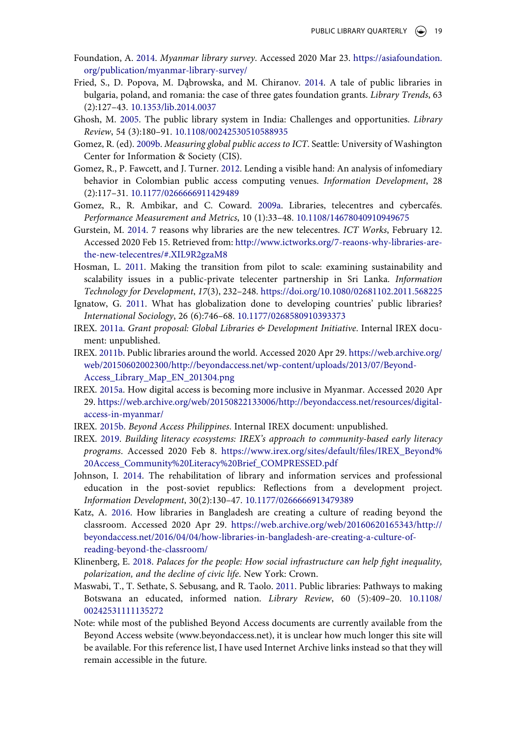Foundation, A. 2014. *Myanmar library survey*. Accessed 2020 Mar 23. https://asiafoundation.org/publication/myanmar-library-survey/

Fried, S., D. Popova, M. Dąbrowska, and M. Chiranov. 2014. A tale of public libraries in bulgaria, poland, and romania: the case of three gates foundation grants. *Library Trends*, 63 (2):127–43. 10.1353/lib.2014.0037

Ghosh, M. 2005. The public library system in India: Challenges and opportunities. *Library Review*, 54 (3):180–91. 10.1108/00242530510588935

Gomez, R. (ed). 2009b. *Measuring global public access to ICT*. Seattle: University of Washington Center for Information & Society (CIS).

Gomez, R., P. Fawcett, and J. Turner. 2012. Lending a visible hand: An analysis of infomediary behavior in Colombian public access computing venues. *Information Development*, 28 (2):117–31. 10.1177/0266666911429489

Gomez, R., R. Ambikar, and C. Coward. 2009a. Libraries, telecentres and cybercafés. *Performance Measurement and Metrics*, 10 (1):33–48. 10.1108/14678040910949675

Gurstein, M. 2014. 7 reasons why libraries are the new telecentres. *ICT Works*, February 12. Accessed 2020 Feb 15. Retrieved from: http://www.ictworks.org/7-reaons-why-libraries-are-the-new-telecentres/#.XIL9R2gzaM8

Hosman, L. 2011. Making the transition from pilot to scale: examining sustainability and scalability issues in a public-private telecenter partnership in Sri Lanka. *Information Technology for Development*, *17*(3), 232–248. https://doi.org/10.1080/02681102.2011.568225

Ignatow, G. 2011. What has globalization done to developing countries' public libraries? *International Sociology*, 26 (6):746–68. 10.1177/0268580910393373

IREX. 2011a. *Grant proposal: Global Libraries & Development Initiative*. Internal IREX document: unpublished.

IREX. 2011b. Public libraries around the world. Accessed 2020 Apr 29. https://web.archive.org/web/20150602002300/http://beyondaccess.net/wp-content/uploads/2013/07/Beyond-Access_Library_Map_EN_201304.png

IREX. 2015a. How digital access is becoming more inclusive in Myanmar. Accessed 2020 Apr 29. https://web.archive.org/web/20150822133006/http://beyondaccess.net/resources/digital-access-in-myanmar/

IREX. 2015b. *Beyond Access Philippines*. Internal IREX document: unpublished.

IREX. 2019. *Building literacy ecosystems: IREX's approach to community-based early literacy programs*. Accessed 2020 Feb 8. https://www.irex.org/sites/default/files/IREX_Beyond%20Access_Community%20Literacy%20Brief_COMPRESSED.pdf

Johnson, I. 2014. The rehabilitation of library and information services and professional education in the post-soviet republics: Reflections from a development project. *Information Development*, 30(2):130–47. 10.1177/0266666913479389

Katz, A. 2016. How libraries in Bangladesh are creating a culture of reading beyond the classroom. Accessed 2020 Apr 29. https://web.archive.org/web/20160620165343/http://beyondaccess.net/2016/04/04/how-libraries-in-bangladesh-are-creating-a-culture-of-reading-beyond-the-classroom/

Klinenberg, E. 2018. *Palaces for the people: How social infrastructure can help fight inequality, polarization, and the decline of civic life*. New York: Crown.

Maswabi, T., T. Sethate, S. Sebusang, and R. Taolo. 2011. Public libraries: Pathways to making Botswana an educated, informed nation. *Library Review*, 60 (5):409–20. 10.1108/00242531111135272

Note: while most of the published Beyond Access documents are currently available from the Beyond Access website (www.beyondaccess.net), it is unclear how much longer this site will be available. For this reference list, I have used Internet Archive links instead so that they will remain accessible in the future.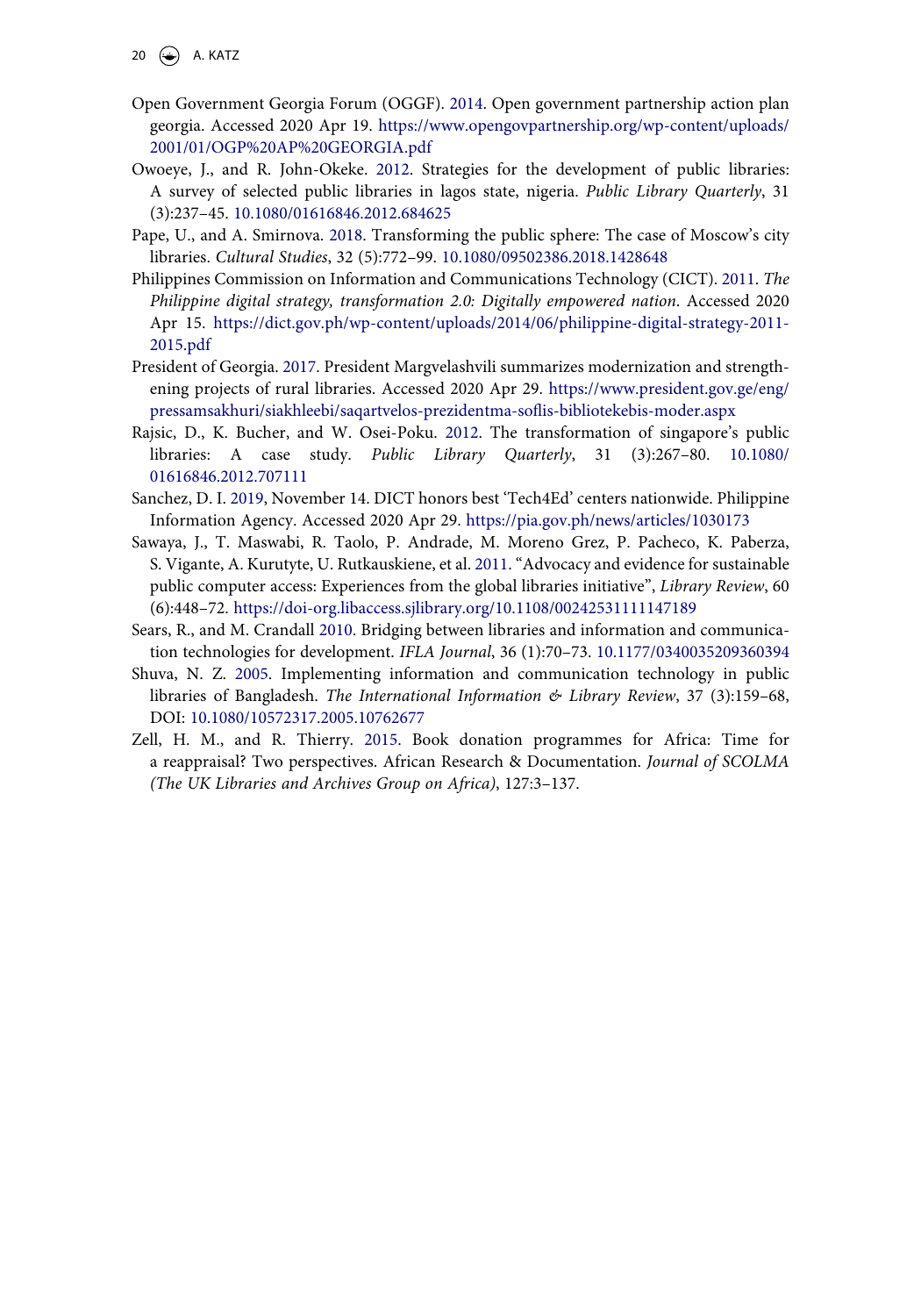Open Government Georgia Forum (OGGF). 2014. Open government partnership action plan georgia. Accessed 2020 Apr 19. https://www.opengovpartnership.org/wp-content/uploads/2001/01/OGP%20AP%20GEORGIA.pdf

Owoeye, J., and R. John-Okeke. 2012. Strategies for the development of public libraries: A survey of selected public libraries in lagos state, nigeria. *Public Library Quarterly*, 31 (3):237–45. 10.1080/01616846.2012.684625

Pape, U., and A. Smirnova. 2018. Transforming the public sphere: The case of Moscow's city libraries. *Cultural Studies*, 32 (5):772–99. 10.1080/09502386.2018.1428648

Philippines Commission on Information and Communications Technology (CICT). 2011. *The Philippine digital strategy, transformation 2.0: Digitally empowered nation*. Accessed 2020 Apr 15. https://dict.gov.ph/wp-content/uploads/2014/06/philippine-digital-strategy-2011-2015.pdf

President of Georgia. 2017. President Margvelashvili summarizes modernization and strengthening projects of rural libraries. Accessed 2020 Apr 29. https://www.president.gov.ge/eng/pressamsakhuri/siakhleebi/saqartvelos-prezidentma-soflis-bibliotekebis-moder.aspx

Rajsic, D., K. Bucher, and W. Osei-Poku. 2012. The transformation of singapore's public libraries: A case study. *Public Library Quarterly*, 31 (3):267–80. 10.1080/01616846.2012.707111

Sanchez, D. I. 2019, November 14. DICT honors best 'Tech4Ed' centers nationwide. Philippine Information Agency. Accessed 2020 Apr 29. https://pia.gov.ph/news/articles/1030173

Sawaya, J., T. Maswabi, R. Taolo, P. Andrade, M. Moreno Grez, P. Pacheco, K. Paberza, S. Vigante, A. Kurutyte, U. Rutkauskiene, et al. 2011. "Advocacy and evidence for sustainable public computer access: Experiences from the global libraries initiative", *Library Review*, 60 (6):448–72. https://doi-org.libaccess.sjlibrary.org/10.1108/00242531111147189

Sears, R., and M. Crandall 2010. Bridging between libraries and information and communication technologies for development. *IFLA Journal*, 36 (1):70–73. 10.1177/0340035209360394

Shuva, N. Z. 2005. Implementing information and communication technology in public libraries of Bangladesh. *The International Information & Library Review*, 37 (3):159–68, DOI: 10.1080/10572317.2005.10762677

Zell, H. M., and R. Thierry. 2015. Book donation programmes for Africa: Time for a reappraisal? Two perspectives. African Research & Documentation. *Journal of SCOLMA (The UK Libraries and Archives Group on Africa)*, 127:3–137.